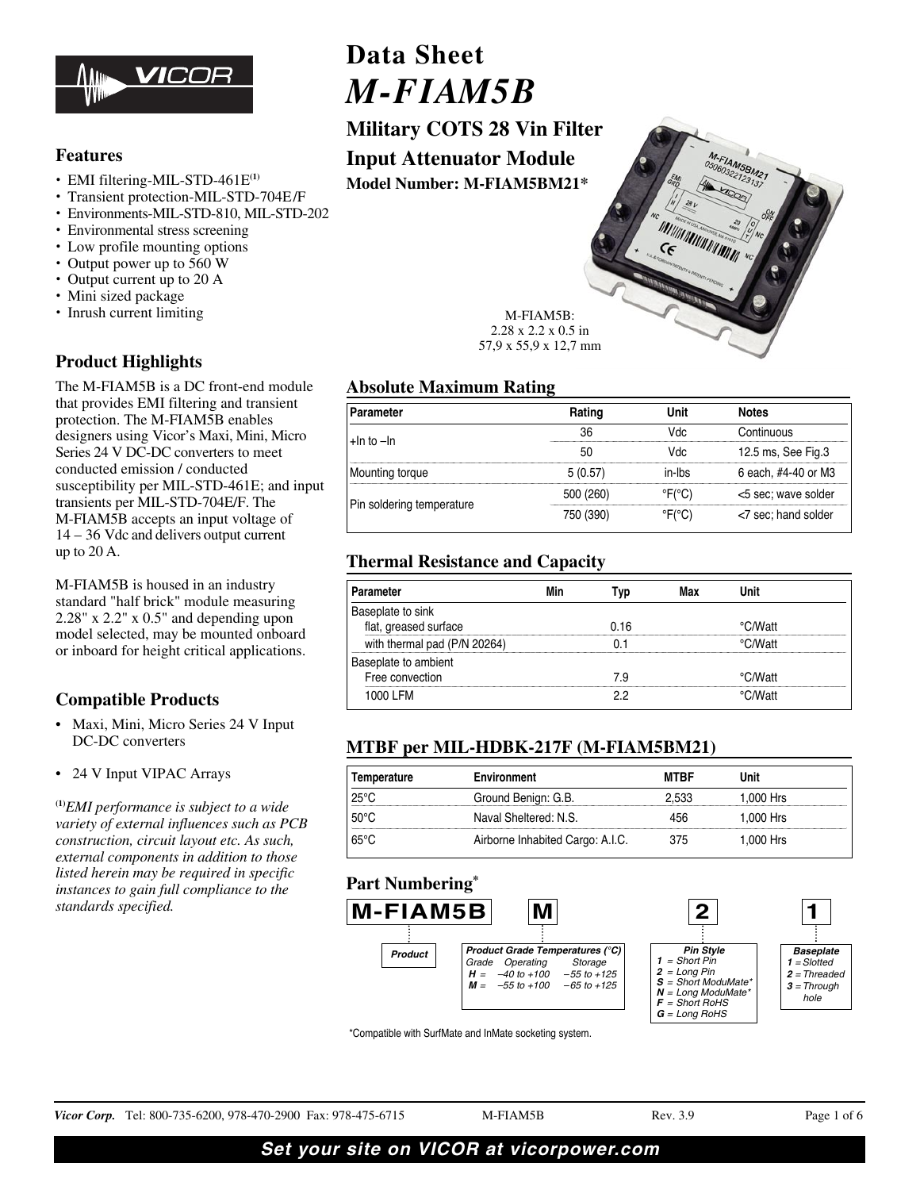# Data Sheet

# *M-FIAM5B*

## Military COTS 28 Vin Filter Input Attenuator Module

**Model Number: M-FIAM5BM21***

M-FIAM5B:
2.28 x 2.2 x 0.5 in
57,9 x 55,9 x 12,7 mm

### Features

- EMI filtering-MIL-STD-461E[(1)]
- Transient protection-MIL-STD-704E/F
- Environments-MIL-STD-810, MIL-STD-202
- Environmental stress screening
- Low profile mounting options
- Output power up to 560 W
- Output current up to 20 A
- Mini sized package
- Inrush current limiting

### Product Highlights

The M-FIAM5B is a DC front-end module that provides EMI filtering and transient protection. The M-FIAM5B enables designers using Vicor's Maxi, Mini, Micro Series 24 V DC-DC converters to meet conducted emission / conducted susceptibility per MIL-STD-461E; and input transients per MIL-STD-704E/F. The M-FIAM5B accepts an input voltage of 14 – 36 Vdc and delivers output current up to 20 A.

M-FIAM5B is housed in an industry standard "half brick" module measuring 2.28" x 2.2" x 0.5" and depending upon model selected, may be mounted onboard or inboard for height critical applications.

### Compatible Products

- Maxi, Mini, Micro Series 24 V Input DC-DC converters
- 24 V Input VIPAC Arrays

[(1)]*EMI performance is subject to a wide variety of external influences such as PCB construction, circuit layout etc. As such, external components in addition to those listed herein may be required in specific instances to gain full compliance to the standards specified.*

### Absolute Maximum Rating

| Parameter | Rating | Unit | Notes |
|---|---|---|---|
| +In to –In | 36 | Vdc | Continuous |
| | 50 | Vdc | 12.5 ms, See Fig.3 |
| Mounting torque | 5 (0.57) | in-lbs | 6 each, #4-40 or M3 |
| Pin soldering temperature | 500 (260) | °F(°C) | <5 sec; wave solder |
| | 750 (390) | °F(°C) | <7 sec; hand solder |

### Thermal Resistance and Capacity

| Parameter | Min | Typ | Max | Unit |
|---|---|---|---|---|
| Baseplate to sink | | | | |
| flat, greased surface | | 0.16 | | °C/Watt |
| with thermal pad (P/N 20264) | | 0.1 | | °C/Watt |
| Baseplate to ambient | | | | |
| Free convection | | 7.9 | | °C/Watt |
| 1000 LFM | | 2.2 | | °C/Watt |

### MTBF per MIL-HDBK-217F (M-FIAM5BM21)

| Temperature | Environment | MTBF | Unit |
|---|---|---|---|
| 25°C | Ground Benign: G.B. | 2,533 | 1,000 Hrs |
| 50°C | Naval Sheltered: N.S. | 456 | 1,000 Hrs |
| 65°C | Airborne Inhabited Cargo: A.I.C. | 375 | 1,000 Hrs |

### Part Numbering*

| M-FIAM5B | M | 2 | 1 |
|---|---|---|---|
| Product | Product Grade Temperatures (°C)<br>Grade / Operating / Storage<br>H = –40 to +100 / –55 to +125<br>M = –55 to +100 / –65 to +125 | Pin Style<br>1 = Short Pin<br>2 = Long Pin<br>S = Short ModuMate*<br>N = Long ModuMate*<br>F = Short RoHS<br>G = Long RoHS | Baseplate<br>1 = Slotted<br>2 = Threaded<br>3 = Through hole |

*Compatible with SurfMate and InMate socketing system.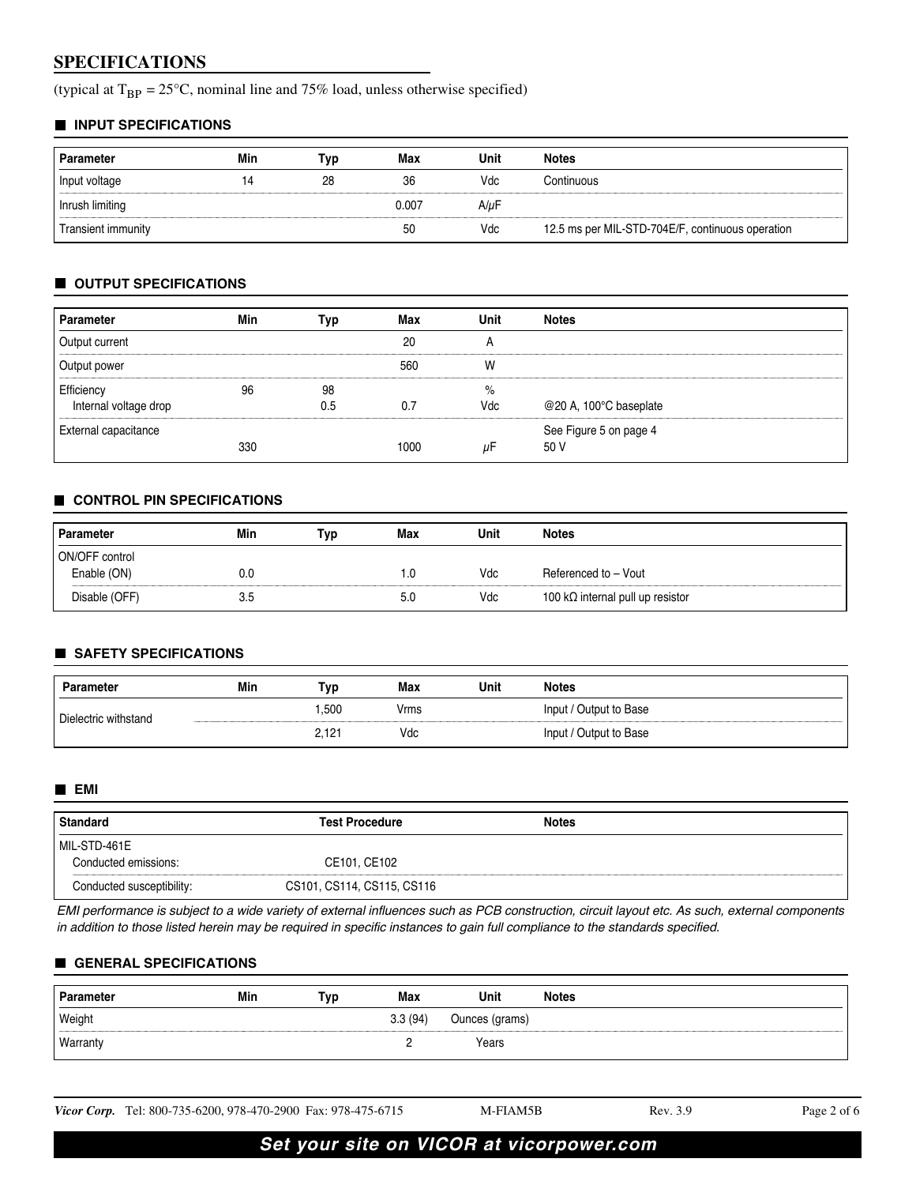## SPECIFICATIONS

(typical at $T_{BP}$ = 25°C, nominal line and 75% load, unless otherwise specified)

### INPUT SPECIFICATIONS

| Parameter | Min | Typ | Max | Unit | Notes |
|---|---|---|---|---|---|
| Input voltage | 14 | 28 | 36 | Vdc | Continuous |
| Inrush limiting | | | 0.007 | A/µF | |
| Transient immunity | | | 50 | Vdc | 12.5 ms per MIL-STD-704E/F, continuous operation |

### OUTPUT SPECIFICATIONS

| Parameter | Min | Typ | Max | Unit | Notes |
|---|---|---|---|---|---|
| Output current | | | 20 | A | |
| Output power | | | 560 | W | |
| Efficiency | 96 | 98 | | % | |
| Internal voltage drop | | 0.5 | 0.7 | Vdc | @20 A, 100°C baseplate |
| External capacitance | | | | | See Figure 5 on page 4 |
| | 330 | | 1000 | µF | 50 V |

### CONTROL PIN SPECIFICATIONS

| Parameter | Min | Typ | Max | Unit | Notes |
|---|---|---|---|---|---|
| ON/OFF control | | | | | |
| Enable (ON) | 0.0 | | 1.0 | Vdc | Referenced to – Vout |
| Disable (OFF) | 3.5 | | 5.0 | Vdc | 100 kΩ internal pull up resistor |

### SAFETY SPECIFICATIONS

| Parameter | Min | Typ | Max | Unit | Notes |
|---|---|---|---|---|---|
| Dielectric withstand | | 1,500 | Vrms | | Input / Output to Base |
| | | 2,121 | Vdc | | Input / Output to Base |

### EMI

| Standard | Test Procedure | Notes |
|---|---|---|
| MIL-STD-461E | | |
| Conducted emissions: | CE101, CE102 | |
| Conducted susceptibility: | CS101, CS114, CS115, CS116 | |

*EMI performance is subject to a wide variety of external influences such as PCB construction, circuit layout etc. As such, external components in addition to those listed herein may be required in specific instances to gain full compliance to the standards specified.*

### GENERAL SPECIFICATIONS

| Parameter | Min | Typ | Max | Unit | Notes |
|---|---|---|---|---|---|
| Weight | | | 3.3 (94) | Ounces (grams) | |
| Warranty | | | 2 | Years | |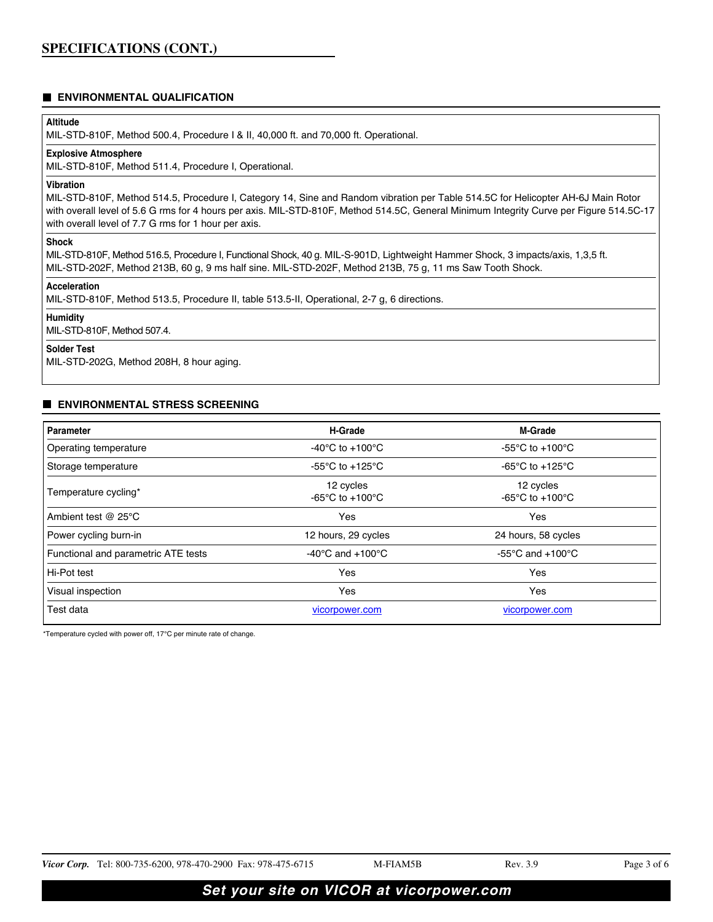## SPECIFICATIONS (CONT.)

### ENVIRONMENTAL QUALIFICATION

**Altitude**
MIL-STD-810F, Method 500.4, Procedure I & II, 40,000 ft. and 70,000 ft. Operational.

**Explosive Atmosphere**
MIL-STD-810F, Method 511.4, Procedure I, Operational.

**Vibration**
MIL-STD-810F, Method 514.5, Procedure I, Category 14, Sine and Random vibration per Table 514.5C for Helicopter AH-6J Main Rotor with overall level of 5.6 G rms for 4 hours per axis. MIL-STD-810F, Method 514.5C, General Minimum Integrity Curve per Figure 514.5C-17 with overall level of 7.7 G rms for 1 hour per axis.

**Shock**
MIL-STD-810F, Method 516.5, Procedure I, Functional Shock, 40 g. MIL-S-901D, Lightweight Hammer Shock, 3 impacts/axis, 1,3,5 ft. MIL-STD-202F, Method 213B, 60 g, 9 ms half sine. MIL-STD-202F, Method 213B, 75 g, 11 ms Saw Tooth Shock.

**Acceleration**
MIL-STD-810F, Method 513.5, Procedure II, table 513.5-II, Operational, 2-7 g, 6 directions.

**Humidity**
MIL-STD-810F, Method 507.4.

**Solder Test**
MIL-STD-202G, Method 208H, 8 hour aging.

### ENVIRONMENTAL STRESS SCREENING

| Parameter | H-Grade | M-Grade |
|---|---|---|
| Operating temperature | -40°C to +100°C | -55°C to +100°C |
| Storage temperature | -55°C to +125°C | -65°C to +125°C |
| Temperature cycling* | 12 cycles -65°C to +100°C | 12 cycles -65°C to +100°C |
| Ambient test @ 25°C | Yes | Yes |
| Power cycling burn-in | 12 hours, 29 cycles | 24 hours, 58 cycles |
| Functional and parametric ATE tests | -40°C and +100°C | -55°C and +100°C |
| Hi-Pot test | Yes | Yes |
| Visual inspection | Yes | Yes |
| Test data | vicorpower.com | vicorpower.com |

*Temperature cycled with power off, 17°C per minute rate of change.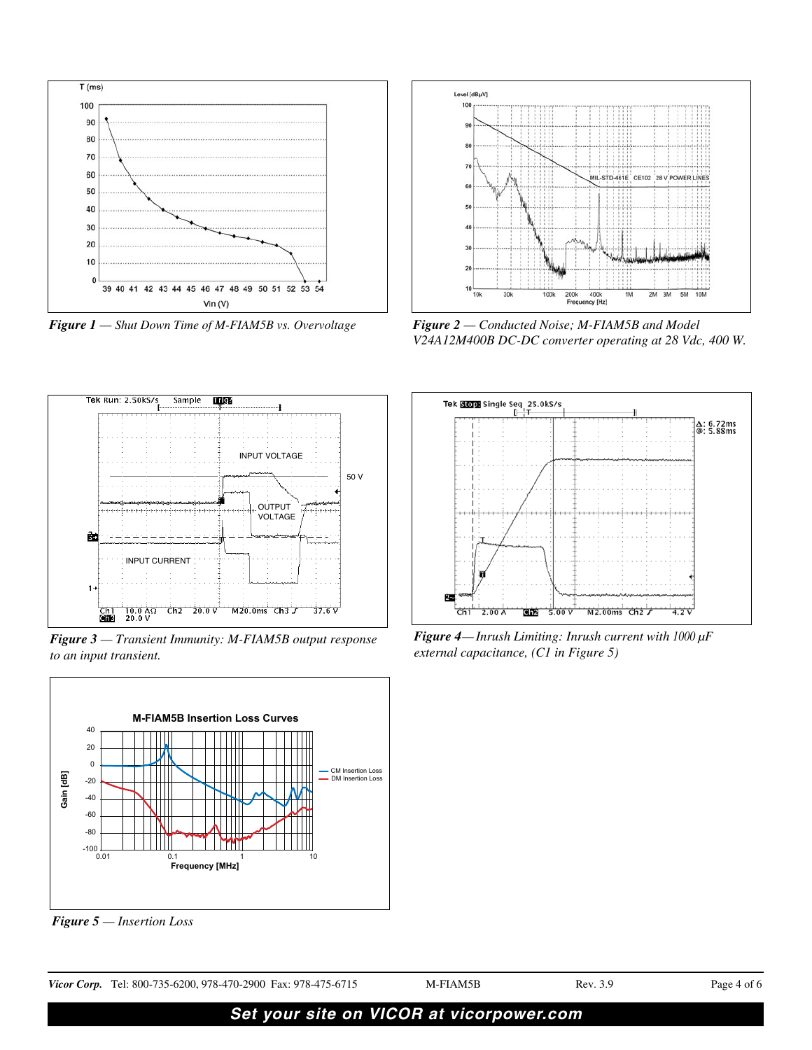*Figure 1 — Shut Down Time of M-FIAM5B vs. Overvoltage*

*Figure 2 — Conducted Noise; M-FIAM5B and Model V24A12M400B DC-DC converter operating at 28 Vdc, 400 W.*

*Figure 3 — Transient Immunity: M-FIAM5B output response to an input transient.*

*Figure 4— Inrush Limiting: Inrush current with 1000 µF external capacitance, (C1 in Figure 5)*

*Figure 5 — Insertion Loss*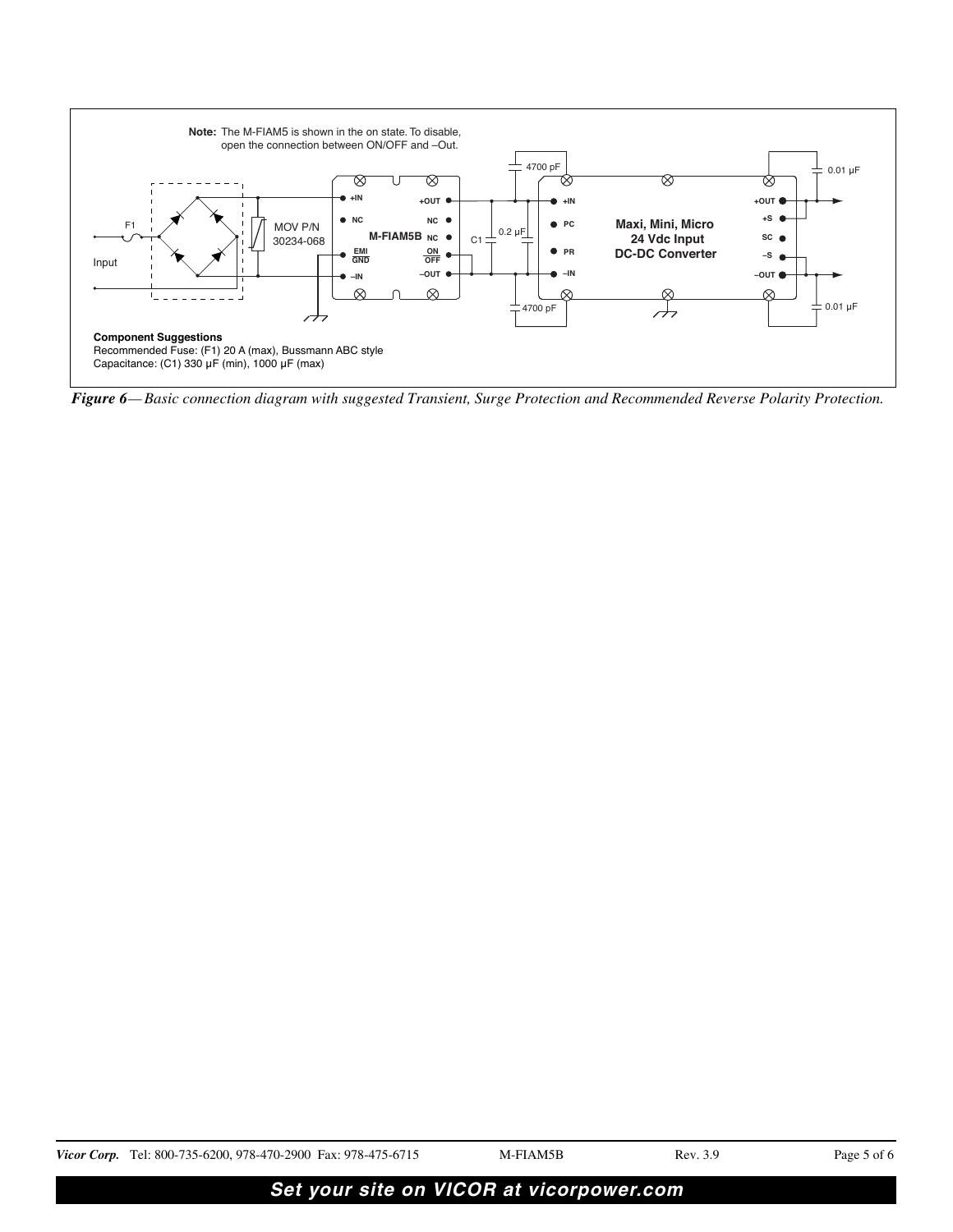**Note:** The M-FIAM5 is shown in the on state. To disable, open the connection between ON/OFF and –Out.

F1

Input

MOV P/N 30234-068

M-FIAM5B

+IN, NC, EMI GND, –IN, +OUT, NC, NC, ON/OFF, –OUT

C1

0.2 µF

4700 pF

4700 pF

Maxi, Mini, Micro 24 Vdc Input DC-DC Converter

+IN, PC, PR, –IN, +OUT, +S, SC, –S, –OUT

0.01 µF

0.01 µF

**Component Suggestions**

Recommended Fuse: (F1) 20 A (max), Bussmann ABC style

Capacitance: (C1) 330 µF (min), 1000 µF (max)

***Figure 6****— Basic connection diagram with suggested Transient, Surge Protection and Recommended Reverse Polarity Protection.*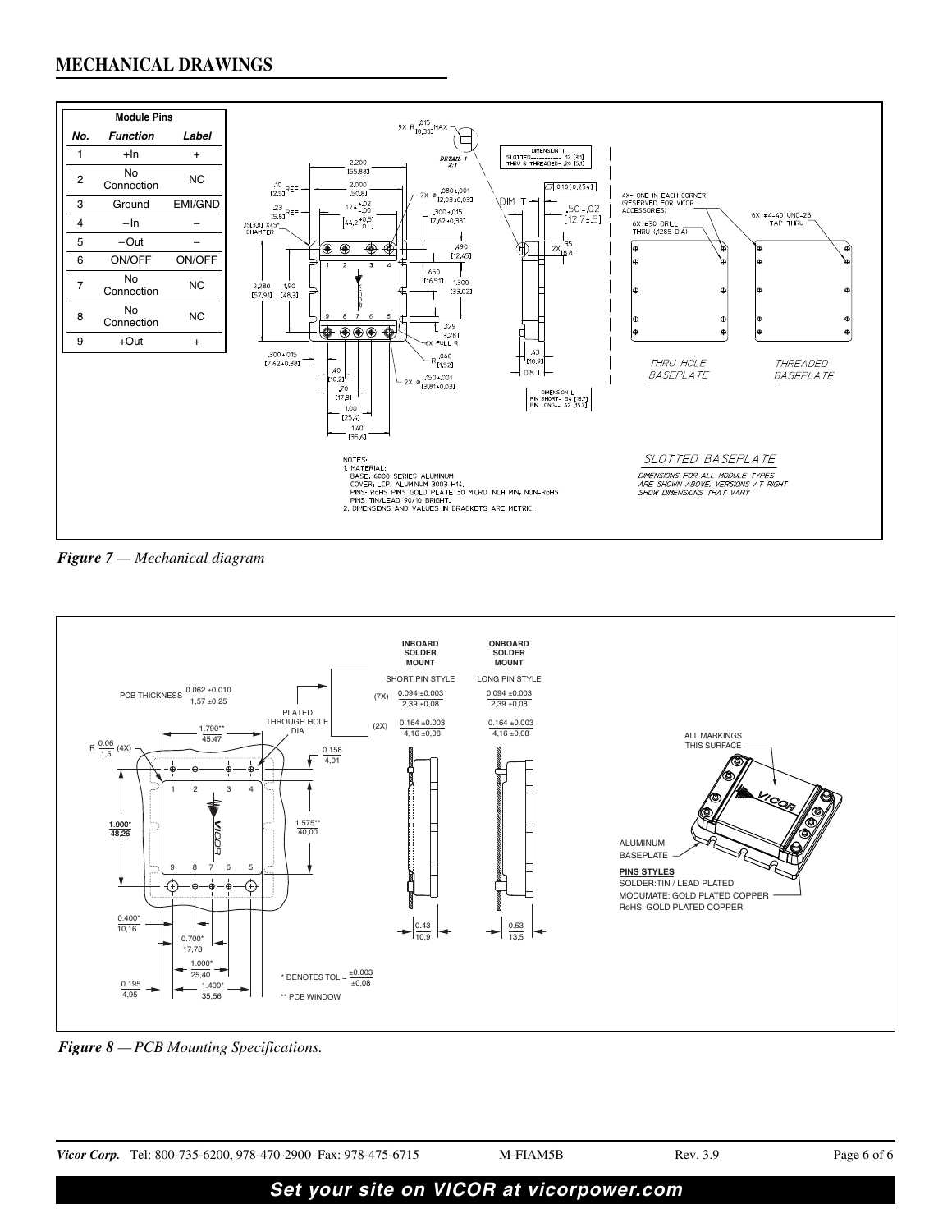## MECHANICAL DRAWINGS

| Module Pins | | |
|---|---|---|
| **No.** | **Function** | **Label** |
| 1 | +In | + |
| 2 | No Connection | NC |
| 3 | Ground | EMI/GND |
| 4 | –In | – |
| 5 | –Out | – |
| 6 | ON/OFF | ON/OFF |
| 7 | No Connection | NC |
| 8 | No Connection | NC |
| 9 | +Out | + |

NOTES:
1. MATERIAL:
   BASE: 6000 SERIES ALUMINUM
   COVER: LCP, ALUMINUM 3003 H14.
   PINS: RoHS PINS GOLD PLATE 30 MICRO INCH MIN; NON-RoHS PINS TIN/LEAD 90/10 BRIGHT.
2. DIMENSIONS AND VALUES IN BRACKETS ARE METRIC.

SLOTTED BASEPLATE

DIMENSIONS FOR ALL MODULE TYPES ARE SHOWN ABOVE; VERSIONS AT RIGHT SHOW DIMENSIONS THAT VARY

*Figure 7 — Mechanical diagram*

*Figure 8 — PCB Mounting Specifications.*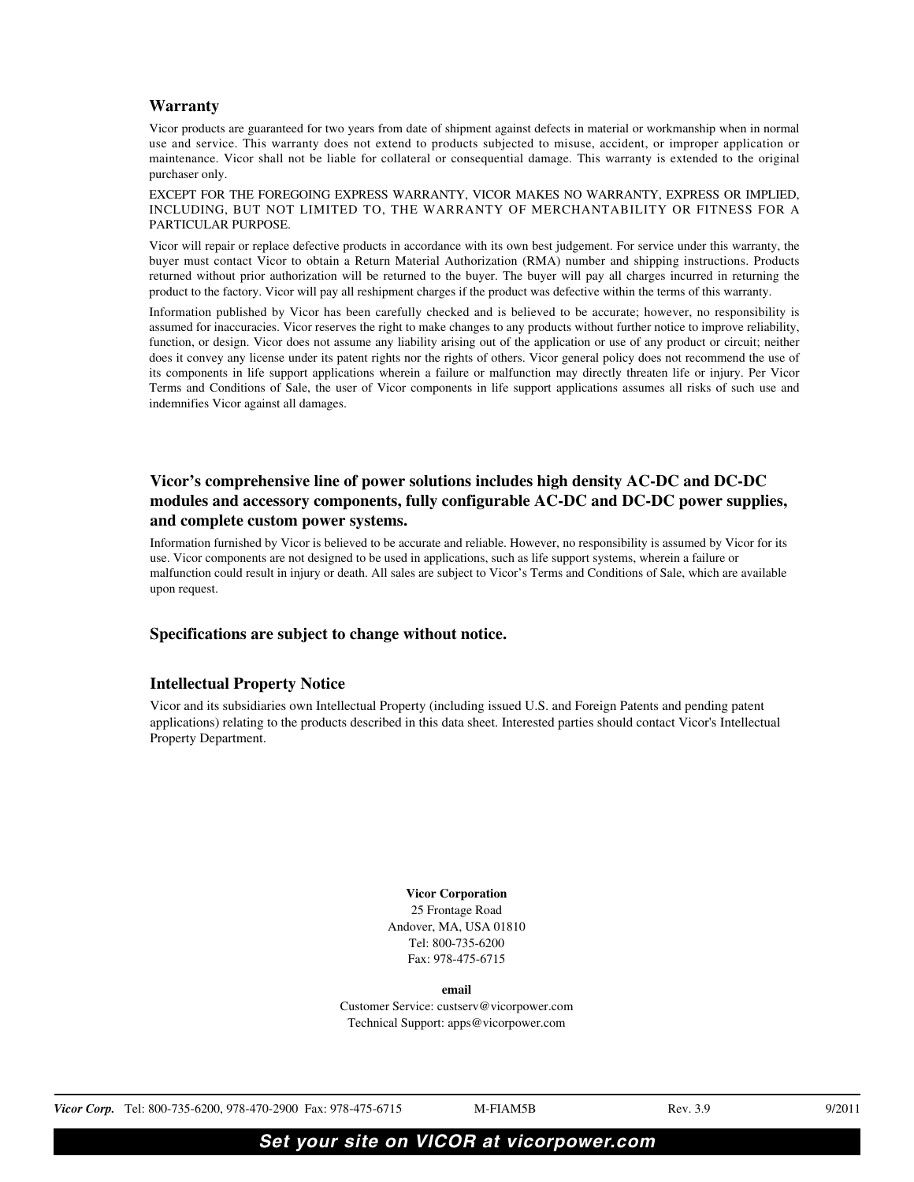## Warranty

Vicor products are guaranteed for two years from date of shipment against defects in material or workmanship when in normal use and service. This warranty does not extend to products subjected to misuse, accident, or improper application or maintenance. Vicor shall not be liable for collateral or consequential damage. This warranty is extended to the original purchaser only.

EXCEPT FOR THE FOREGOING EXPRESS WARRANTY, VICOR MAKES NO WARRANTY, EXPRESS OR IMPLIED, INCLUDING, BUT NOT LIMITED TO, THE WARRANTY OF MERCHANTABILITY OR FITNESS FOR A PARTICULAR PURPOSE.

Vicor will repair or replace defective products in accordance with its own best judgement. For service under this warranty, the buyer must contact Vicor to obtain a Return Material Authorization (RMA) number and shipping instructions. Products returned without prior authorization will be returned to the buyer. The buyer will pay all charges incurred in returning the product to the factory. Vicor will pay all reshipment charges if the product was defective within the terms of this warranty.

Information published by Vicor has been carefully checked and is believed to be accurate; however, no responsibility is assumed for inaccuracies. Vicor reserves the right to make changes to any products without further notice to improve reliability, function, or design. Vicor does not assume any liability arising out of the application or use of any product or circuit; neither does it convey any license under its patent rights nor the rights of others. Vicor general policy does not recommend the use of its components in life support applications wherein a failure or malfunction may directly threaten life or injury. Per Vicor Terms and Conditions of Sale, the user of Vicor components in life support applications assumes all risks of such use and indemnifies Vicor against all damages.

## Vicor's comprehensive line of power solutions includes high density AC-DC and DC-DC modules and accessory components, fully configurable AC-DC and DC-DC power supplies, and complete custom power systems.

Information furnished by Vicor is believed to be accurate and reliable. However, no responsibility is assumed by Vicor for its use. Vicor components are not designed to be used in applications, such as life support systems, wherein a failure or malfunction could result in injury or death. All sales are subject to Vicor's Terms and Conditions of Sale, which are available upon request.

**Specifications are subject to change without notice.**

## Intellectual Property Notice

Vicor and its subsidiaries own Intellectual Property (including issued U.S. and Foreign Patents and pending patent applications) relating to the products described in this data sheet. Interested parties should contact Vicor's Intellectual Property Department.

**Vicor Corporation**
25 Frontage Road
Andover, MA, USA 01810
Tel: 800-735-6200
Fax: 978-475-6715

**email**
Customer Service: custserv@vicorpower.com
Technical Support: apps@vicorpower.com